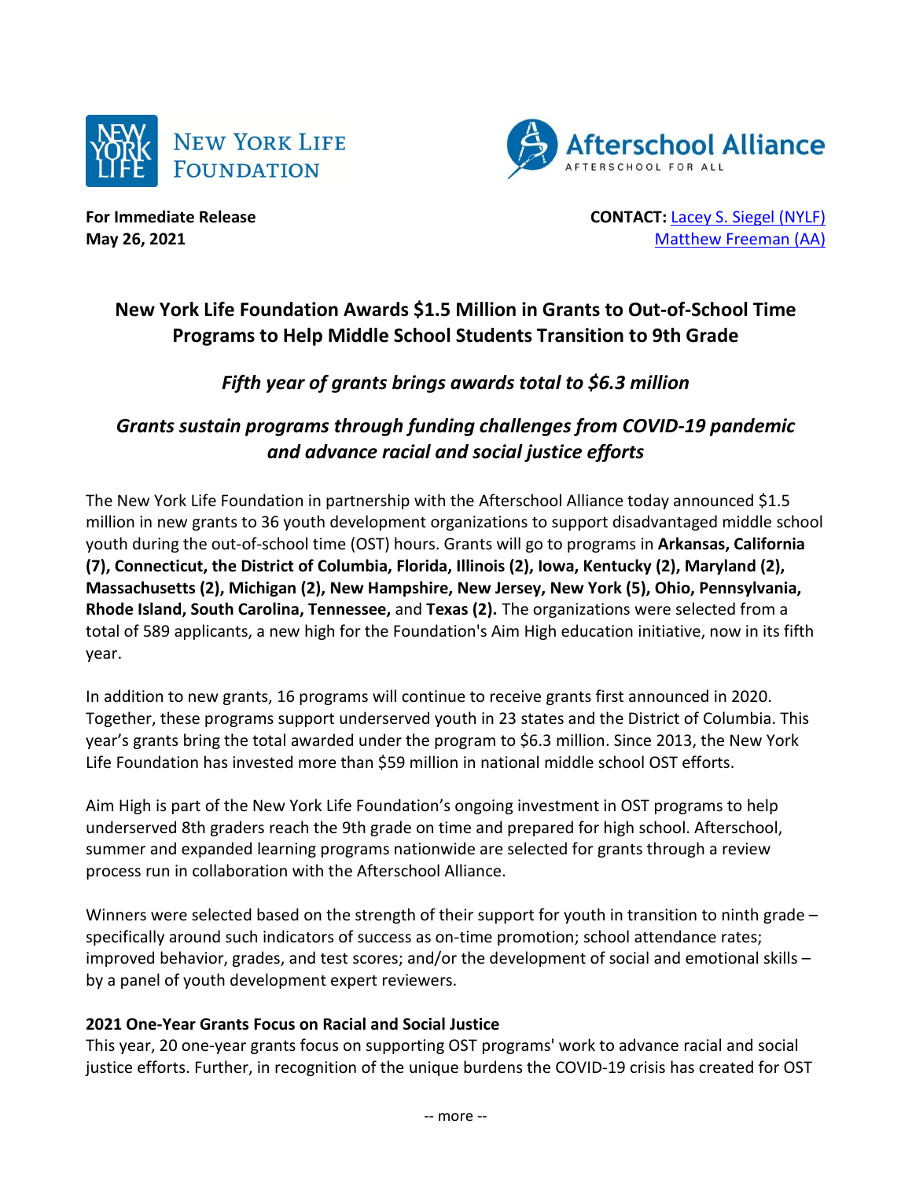New York Life Foundation | Afterschool Alliance — Afterschool for All

**For Immediate Release**
**May 26, 2021**

**CONTACT:** Lacey S. Siegel (NYLF)
Matthew Freeman (AA)

# New York Life Foundation Awards $1.5 Million in Grants to Out-of-School Time Programs to Help Middle School Students Transition to 9th Grade

## *Fifth year of grants brings awards total to $6.3 million*

## *Grants sustain programs through funding challenges from COVID-19 pandemic and advance racial and social justice efforts*

The New York Life Foundation in partnership with the Afterschool Alliance today announced $1.5 million in new grants to 36 youth development organizations to support disadvantaged middle school youth during the out-of-school time (OST) hours. Grants will go to programs in **Arkansas, California (7), Connecticut, the District of Columbia, Florida, Illinois (2), Iowa, Kentucky (2), Maryland (2), Massachusetts (2), Michigan (2), New Hampshire, New Jersey, New York (5), Ohio, Pennsylvania, Rhode Island, South Carolina, Tennessee,** and **Texas (2).** The organizations were selected from a total of 589 applicants, a new high for the Foundation's Aim High education initiative, now in its fifth year.

In addition to new grants, 16 programs will continue to receive grants first announced in 2020. Together, these programs support underserved youth in 23 states and the District of Columbia. This year's grants bring the total awarded under the program to $6.3 million. Since 2013, the New York Life Foundation has invested more than $59 million in national middle school OST efforts.

Aim High is part of the New York Life Foundation's ongoing investment in OST programs to help underserved 8th graders reach the 9th grade on time and prepared for high school. Afterschool, summer and expanded learning programs nationwide are selected for grants through a review process run in collaboration with the Afterschool Alliance.

Winners were selected based on the strength of their support for youth in transition to ninth grade – specifically around such indicators of success as on-time promotion; school attendance rates; improved behavior, grades, and test scores; and/or the development of social and emotional skills – by a panel of youth development expert reviewers.

**2021 One-Year Grants Focus on Racial and Social Justice**

This year, 20 one-year grants focus on supporting OST programs' work to advance racial and social justice efforts. Further, in recognition of the unique burdens the COVID-19 crisis has created for OST

-- more --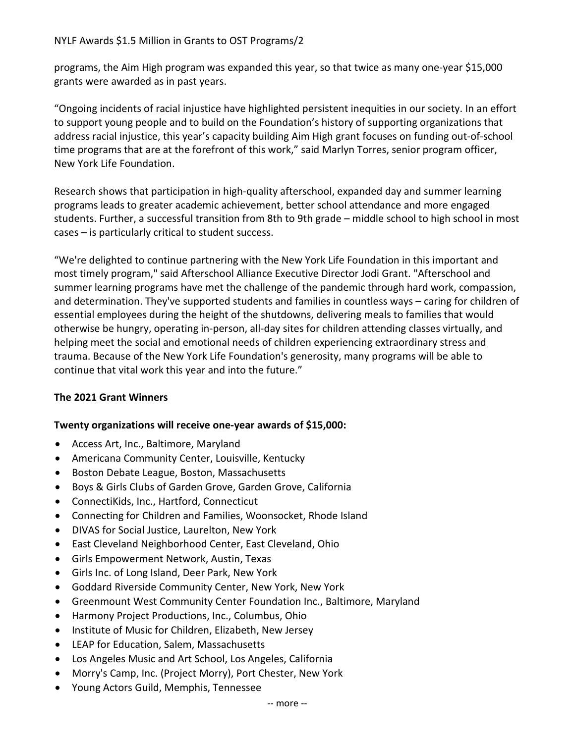programs, the Aim High program was expanded this year, so that twice as many one-year $15,000 grants were awarded as in past years.

"Ongoing incidents of racial injustice have highlighted persistent inequities in our society. In an effort to support young people and to build on the Foundation's history of supporting organizations that address racial injustice, this year's capacity building Aim High grant focuses on funding out-of-school time programs that are at the forefront of this work," said Marlyn Torres, senior program officer, New York Life Foundation.

Research shows that participation in high-quality afterschool, expanded day and summer learning programs leads to greater academic achievement, better school attendance and more engaged students. Further, a successful transition from 8th to 9th grade – middle school to high school in most cases – is particularly critical to student success.

"We're delighted to continue partnering with the New York Life Foundation in this important and most timely program," said Afterschool Alliance Executive Director Jodi Grant. "Afterschool and summer learning programs have met the challenge of the pandemic through hard work, compassion, and determination. They've supported students and families in countless ways – caring for children of essential employees during the height of the shutdowns, delivering meals to families that would otherwise be hungry, operating in-person, all-day sites for children attending classes virtually, and helping meet the social and emotional needs of children experiencing extraordinary stress and trauma. Because of the New York Life Foundation's generosity, many programs will be able to continue that vital work this year and into the future."

**The 2021 Grant Winners**

**Twenty organizations will receive one-year awards of $15,000:**

- Access Art, Inc., Baltimore, Maryland
- Americana Community Center, Louisville, Kentucky
- Boston Debate League, Boston, Massachusetts
- Boys & Girls Clubs of Garden Grove, Garden Grove, California
- ConnectiKids, Inc., Hartford, Connecticut
- Connecting for Children and Families, Woonsocket, Rhode Island
- DIVAS for Social Justice, Laurelton, New York
- East Cleveland Neighborhood Center, East Cleveland, Ohio
- Girls Empowerment Network, Austin, Texas
- Girls Inc. of Long Island, Deer Park, New York
- Goddard Riverside Community Center, New York, New York
- Greenmount West Community Center Foundation Inc., Baltimore, Maryland
- Harmony Project Productions, Inc., Columbus, Ohio
- Institute of Music for Children, Elizabeth, New Jersey
- LEAP for Education, Salem, Massachusetts
- Los Angeles Music and Art School, Los Angeles, California
- Morry's Camp, Inc. (Project Morry), Port Chester, New York
- Young Actors Guild, Memphis, Tennessee

-- more --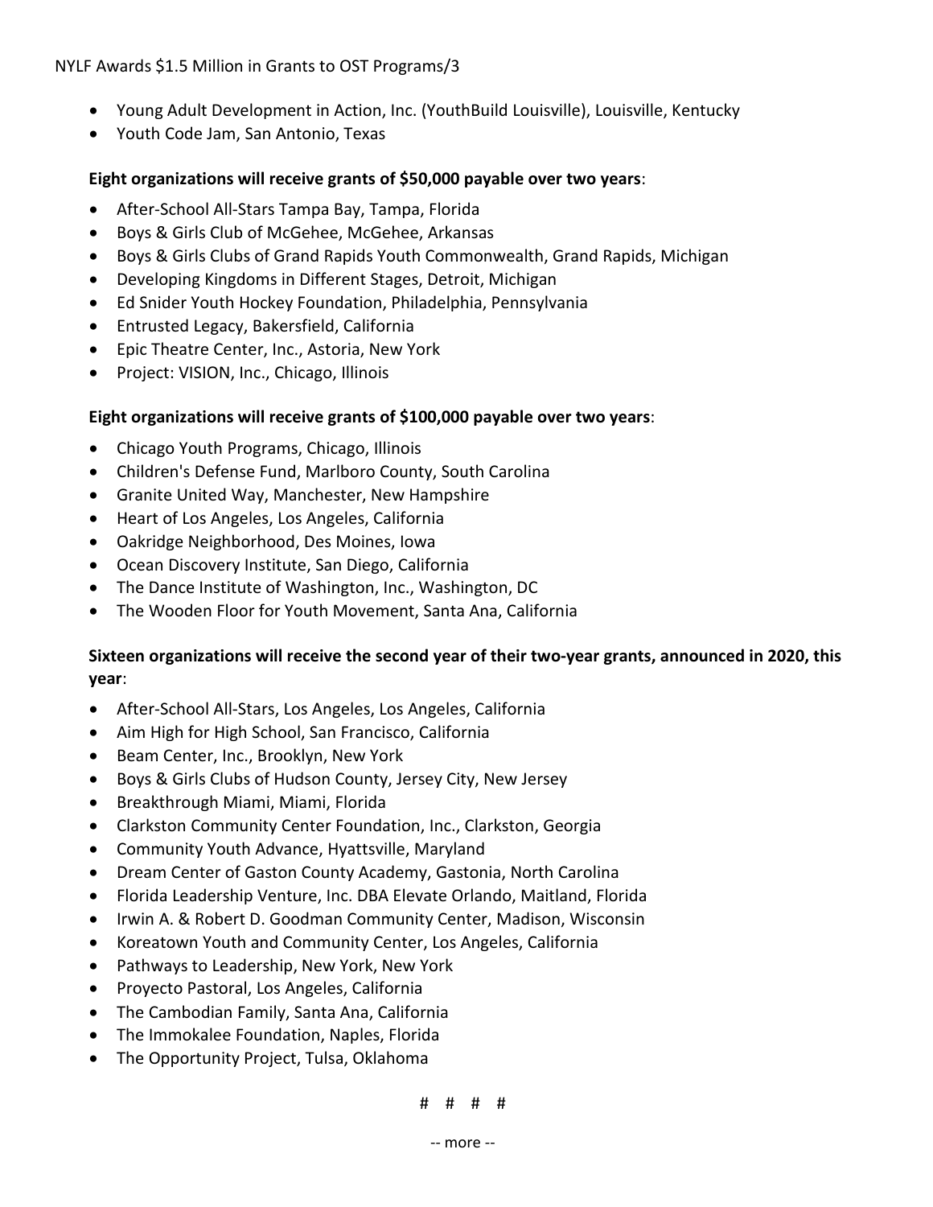- Young Adult Development in Action, Inc. (YouthBuild Louisville), Louisville, Kentucky
- Youth Code Jam, San Antonio, Texas

**Eight organizations will receive grants of $50,000 payable over two years**:

- After-School All-Stars Tampa Bay, Tampa, Florida
- Boys & Girls Club of McGehee, McGehee, Arkansas
- Boys & Girls Clubs of Grand Rapids Youth Commonwealth, Grand Rapids, Michigan
- Developing Kingdoms in Different Stages, Detroit, Michigan
- Ed Snider Youth Hockey Foundation, Philadelphia, Pennsylvania
- Entrusted Legacy, Bakersfield, California
- Epic Theatre Center, Inc., Astoria, New York
- Project: VISION, Inc., Chicago, Illinois

**Eight organizations will receive grants of $100,000 payable over two years**:

- Chicago Youth Programs, Chicago, Illinois
- Children's Defense Fund, Marlboro County, South Carolina
- Granite United Way, Manchester, New Hampshire
- Heart of Los Angeles, Los Angeles, California
- Oakridge Neighborhood, Des Moines, Iowa
- Ocean Discovery Institute, San Diego, California
- The Dance Institute of Washington, Inc., Washington, DC
- The Wooden Floor for Youth Movement, Santa Ana, California

**Sixteen organizations will receive the second year of their two-year grants, announced in 2020, this year**:

- After-School All-Stars, Los Angeles, Los Angeles, California
- Aim High for High School, San Francisco, California
- Beam Center, Inc., Brooklyn, New York
- Boys & Girls Clubs of Hudson County, Jersey City, New Jersey
- Breakthrough Miami, Miami, Florida
- Clarkston Community Center Foundation, Inc., Clarkston, Georgia
- Community Youth Advance, Hyattsville, Maryland
- Dream Center of Gaston County Academy, Gastonia, North Carolina
- Florida Leadership Venture, Inc. DBA Elevate Orlando, Maitland, Florida
- Irwin A. & Robert D. Goodman Community Center, Madison, Wisconsin
- Koreatown Youth and Community Center, Los Angeles, California
- Pathways to Leadership, New York, New York
- Proyecto Pastoral, Los Angeles, California
- The Cambodian Family, Santa Ana, California
- The Immokalee Foundation, Naples, Florida
- The Opportunity Project, Tulsa, Oklahoma

# # # #

-- more --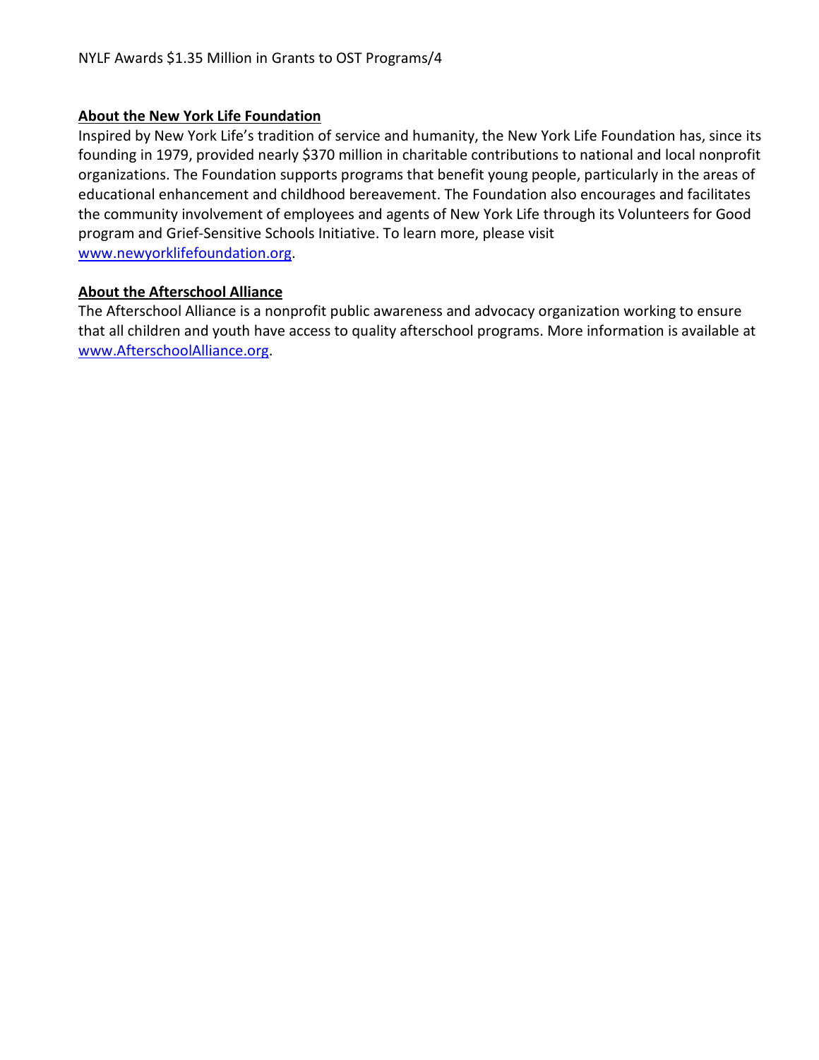**About the New York Life Foundation**

Inspired by New York Life's tradition of service and humanity, the New York Life Foundation has, since its founding in 1979, provided nearly $370 million in charitable contributions to national and local nonprofit organizations. The Foundation supports programs that benefit young people, particularly in the areas of educational enhancement and childhood bereavement. The Foundation also encourages and facilitates the community involvement of employees and agents of New York Life through its Volunteers for Good program and Grief-Sensitive Schools Initiative. To learn more, please visit [www.newyorklifefoundation.org](http://www.newyorklifefoundation.org).

**About the Afterschool Alliance**

The Afterschool Alliance is a nonprofit public awareness and advocacy organization working to ensure that all children and youth have access to quality afterschool programs. More information is available at [www.AfterschoolAlliance.org](http://www.AfterschoolAlliance.org).